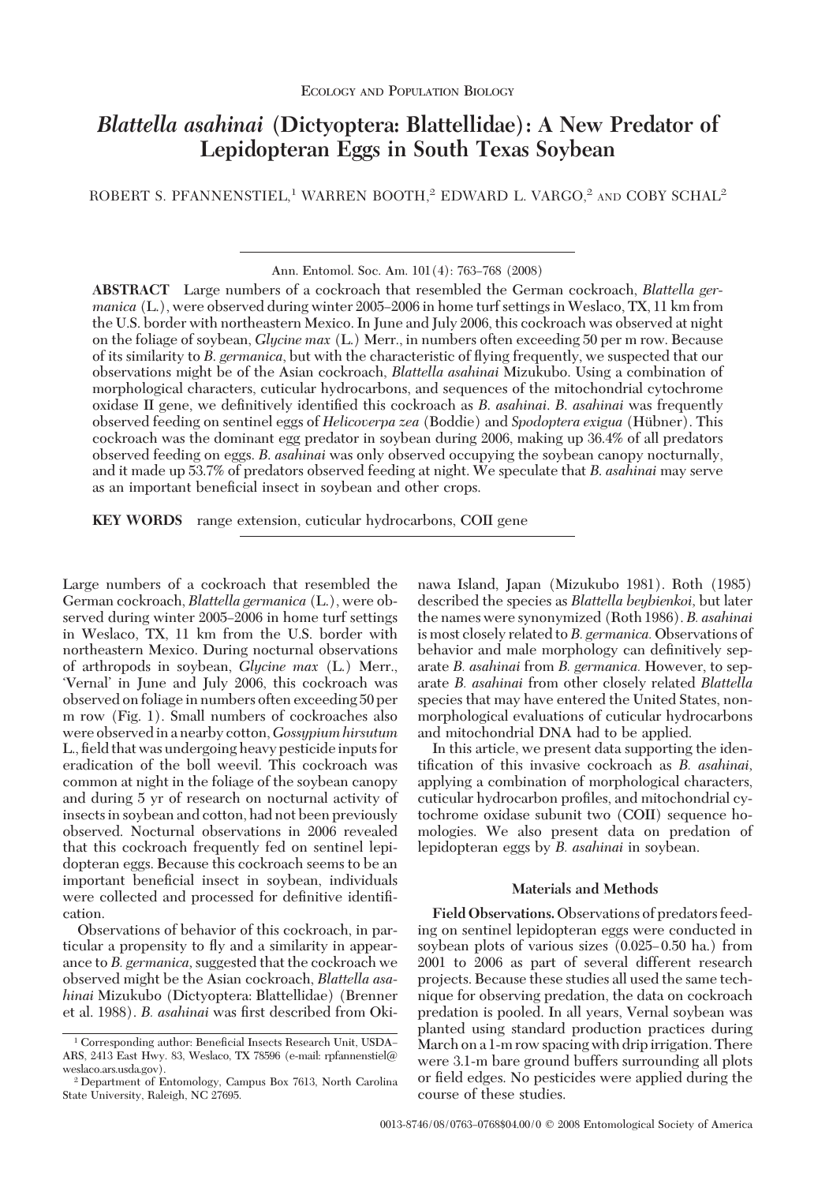Ecology and Population Biology

# *Blattella asahinai* (Dictyoptera: Blattellidae): A New Predator of Lepidopteran Eggs in South Texas Soybean

ROBERT S. PFANNENSTIEL,[1] WARREN BOOTH,[2] EDWARD L. VARGO,[2] AND COBY SCHAL[2]

**ABSTRACT** Large numbers of a cockroach that resembled the German cockroach, *Blattella germanica* (L.), were observed during winter 2005–2006 in home turf settings in Weslaco, TX, 11 km from the U.S. border with northeastern Mexico. In June and July 2006, this cockroach was observed at night on the foliage of soybean, *Glycine max* (L.) Merr., in numbers often exceeding 50 per m row. Because of its similarity to *B. germanica*, but with the characteristic of flying frequently, we suspected that our observations might be of the Asian cockroach, *Blattella asahinai* Mizukubo. Using a combination of morphological characters, cuticular hydrocarbons, and sequences of the mitochondrial cytochrome oxidase II gene, we definitively identified this cockroach as *B. asahinai*. *B. asahinai* was frequently observed feeding on sentinel eggs of *Helicoverpa zea* (Boddie) and *Spodoptera exigua* (Hübner). This cockroach was the dominant egg predator in soybean during 2006, making up 36.4% of all predators observed feeding on eggs. *B. asahinai* was only observed occupying the soybean canopy nocturnally, and it made up 53.7% of predators observed feeding at night. We speculate that *B. asahinai* may serve as an important beneficial insect in soybean and other crops.

**KEY WORDS** range extension, cuticular hydrocarbons, COII gene

Large numbers of a cockroach that resembled the German cockroach, *Blattella germanica* (L.), were observed during winter 2005–2006 in home turf settings in Weslaco, TX, 11 km from the U.S. border with northeastern Mexico. During nocturnal observations of arthropods in soybean, *Glycine max* (L.) Merr., 'Vernal' in June and July 2006, this cockroach was observed on foliage in numbers often exceeding 50 per m row (Fig. 1). Small numbers of cockroaches also were observed in a nearby cotton, *Gossypium hirsutum* L., field that was undergoing heavy pesticide inputs for eradication of the boll weevil. This cockroach was common at night in the foliage of the soybean canopy and during 5 yr of research on nocturnal activity of insects in soybean and cotton, had not been previously observed. Nocturnal observations in 2006 revealed that this cockroach frequently fed on sentinel lepidopteran eggs. Because this cockroach seems to be an important beneficial insect in soybean, individuals were collected and processed for definitive identification.

Observations of behavior of this cockroach, in particular a propensity to fly and a similarity in appearance to *B. germanica,* suggested that the cockroach we observed might be the Asian cockroach, *Blattella asahinai* Mizukubo (Dictyoptera: Blattellidae) (Brenner et al. 1988). *B. asahinai* was first described from Okinawa Island, Japan (Mizukubo 1981). Roth (1985) described the species as *Blattella beybienkoi*, but later the names were synonymized (Roth 1986). *B. asahinai* is most closely related to *B. germanica.* Observations of behavior and male morphology can definitively separate *B. asahinai* from *B. germanica.* However, to separate *B. asahinai* from other closely related *Blattella* species that may have entered the United States, nonmorphological evaluations of cuticular hydrocarbons and mitochondrial DNA had to be applied.

In this article, we present data supporting the identification of this invasive cockroach as *B. asahinai*, applying a combination of morphological characters, cuticular hydrocarbon profiles, and mitochondrial cytochrome oxidase subunit two (COII) sequence homologies. We also present data on predation of lepidopteran eggs by *B. asahinai* in soybean.

## Materials and Methods

**Field Observations.** Observations of predators feeding on sentinel lepidopteran eggs were conducted in soybean plots of various sizes (0.025–0.50 ha.) from 2001 to 2006 as part of several different research projects. Because these studies all used the same technique for observing predation, the data on cockroach predation is pooled. In all years, Vernal soybean was planted using standard production practices during March on a 1-m row spacing with drip irrigation. There were 3.1-m bare ground buffers surrounding all plots or field edges. No pesticides were applied during the course of these studies.

[1] Corresponding author: Beneficial Insects Research Unit, USDA–ARS, 2413 East Hwy. 83, Weslaco, TX 78596 (e-mail: rpfannenstiel@weslaco.ars.usda.gov).

[2] Department of Entomology, Campus Box 7613, North Carolina State University, Raleigh, NC 27695.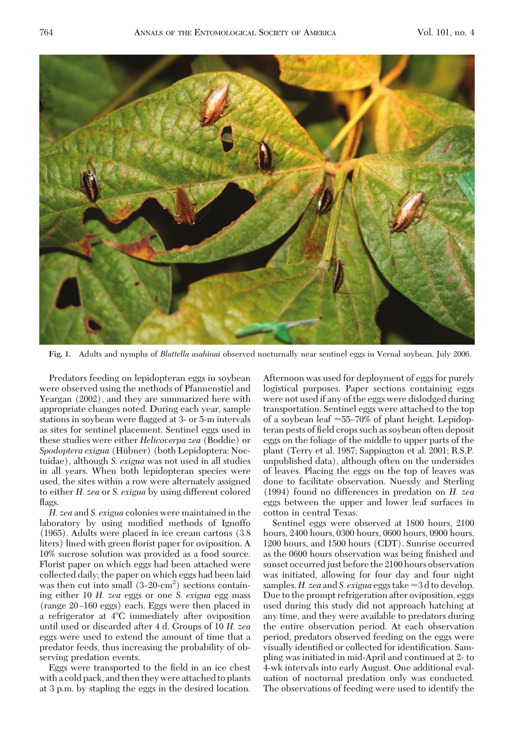Fig. 1. Adults and nymphs of *Blattella asahinai* observed nocturnally near sentinel eggs in Vernal soybean, July 2006.

Predators feeding on lepidopteran eggs in soybean were observed using the methods of Pfannenstiel and Yeargan (2002), and they are summarized here with appropriate changes noted. During each year, sample stations in soybean were flagged at 3- or 5-m intervals as sites for sentinel placement. Sentinel eggs used in these studies were either *Helicoverpa zea* (Boddie) or *Spodoptera exigua* (Hübner) (both Lepidoptera: Noctuidae), although *S. exigua* was not used in all studies in all years. When both lepidopteran species were used, the sites within a row were alternately assigned to either *H. zea* or *S. exigua* by using different colored flags.

*H. zea* and *S. exigua* colonies were maintained in the laboratory by using modified methods of Ignoffo (1965). Adults were placed in ice cream cartons (3.8 liters) lined with green florist paper for oviposition. A 10% sucrose solution was provided as a food source. Florist paper on which eggs had been attached were collected daily; the paper on which eggs had been laid was then cut into small (3–20-cm$^2$) sections containing either 10 *H. zea* eggs or one *S. exigua* egg mass (range 20–160 eggs) each. Eggs were then placed in a refrigerator at 4°C immediately after oviposition until used or discarded after 4 d. Groups of 10 *H. zea* eggs were used to extend the amount of time that a predator feeds, thus increasing the probability of observing predation events.

Eggs were transported to the field in an ice chest with a cold pack, and then they were attached to plants at 3 p.m. by stapling the eggs in the desired location. Afternoon was used for deployment of eggs for purely logistical purposes. Paper sections containing eggs were not used if any of the eggs were dislodged during transportation. Sentinel eggs were attached to the top of a soybean leaf ≈55–70% of plant height. Lepidopteran pests of field crops such as soybean often deposit eggs on the foliage of the middle to upper parts of the plant (Terry et al. 1987; Sappington et al. 2001; R.S.P. unpublished data), although often on the undersides of leaves. Placing the eggs on the top of leaves was done to facilitate observation. Nuessly and Sterling (1994) found no differences in predation on *H. zea* eggs between the upper and lower leaf surfaces in cotton in central Texas.

Sentinel eggs were observed at 1800 hours, 2100 hours, 2400 hours, 0300 hours, 0600 hours, 0900 hours, 1200 hours, and 1500 hours (CDT). Sunrise occurred as the 0600 hours observation was being finished and sunset occurred just before the 2100 hours observation was initiated, allowing for four day and four night samples. *H. zea* and *S. exigua* eggs take ≈3 d to develop. Due to the prompt refrigeration after oviposition, eggs used during this study did not approach hatching at any time, and they were available to predators during the entire observation period. At each observation period, predators observed feeding on the eggs were visually identified or collected for identification. Sampling was initiated in mid-April and continued at 2- to 4-wk intervals into early August. One additional evaluation of nocturnal predation only was conducted. The observations of feeding were used to identify the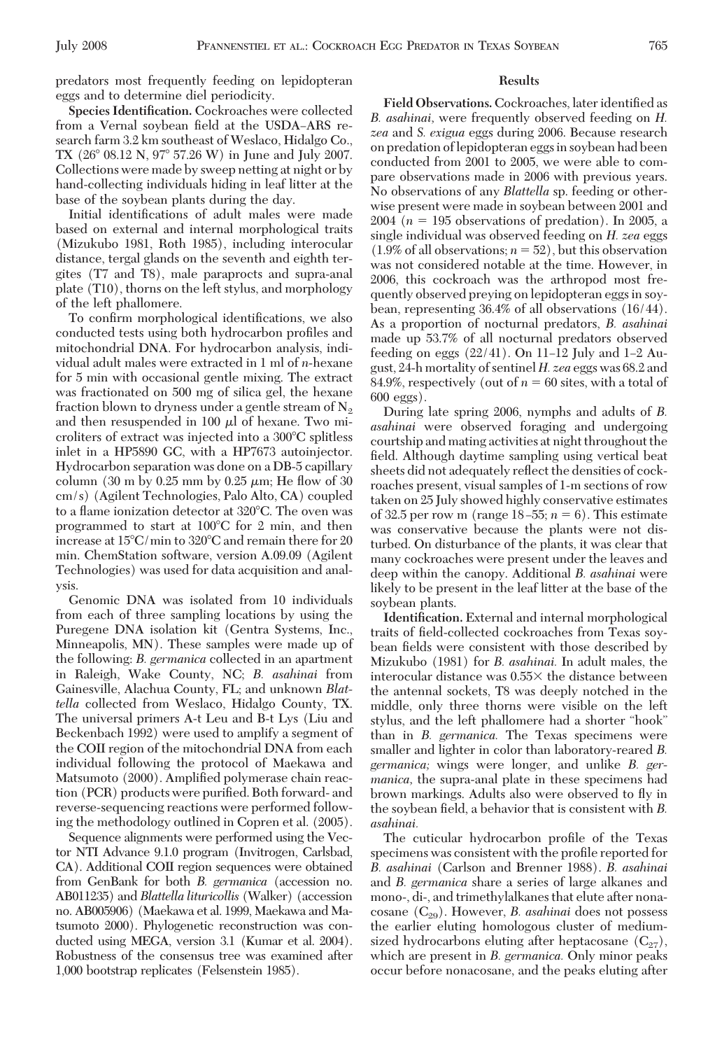predators most frequently feeding on lepidopteran eggs and to determine diel periodicity.

**Species Identification.** Cockroaches were collected from a Vernal soybean field at the USDA–ARS research farm 3.2 km southeast of Weslaco, Hidalgo Co., TX (26° 08.12 N, 97° 57.26 W) in June and July 2007. Collections were made by sweep netting at night or by hand-collecting individuals hiding in leaf litter at the base of the soybean plants during the day.

Initial identifications of adult males were made based on external and internal morphological traits (Mizukubo 1981, Roth 1985), including interocular distance, tergal glands on the seventh and eighth tergites (T7 and T8), male paraprocts and supra-anal plate (T10), thorns on the left stylus, and morphology of the left phallomere.

To confirm morphological identifications, we also conducted tests using both hydrocarbon profiles and mitochondrial DNA. For hydrocarbon analysis, individual adult males were extracted in 1 ml of *n*-hexane for 5 min with occasional gentle mixing. The extract was fractionated on 500 mg of silica gel, the hexane fraction blown to dryness under a gentle stream of $N_2$ and then resuspended in 100 $\mu$l of hexane. Two microliters of extract was injected into a 300°C splitless inlet in a HP5890 GC, with a HP7673 autoinjector. Hydrocarbon separation was done on a DB-5 capillary column (30 m by 0.25 mm by 0.25 $\mu$m; He flow of 30 cm/s) (Agilent Technologies, Palo Alto, CA) coupled to a flame ionization detector at 320°C. The oven was programmed to start at 100°C for 2 min, and then increase at 15°C/min to 320°C and remain there for 20 min. ChemStation software, version A.09.09 (Agilent Technologies) was used for data acquisition and analysis.

Genomic DNA was isolated from 10 individuals from each of three sampling locations by using the Puregene DNA isolation kit (Gentra Systems, Inc., Minneapolis, MN). These samples were made up of the following: *B. germanica* collected in an apartment in Raleigh, Wake County, NC; *B. asahinai* from Gainesville, Alachua County, FL; and unknown *Blattella* collected from Weslaco, Hidalgo County, TX. The universal primers A-t Leu and B-t Lys (Liu and Beckenbach 1992) were used to amplify a segment of the COII region of the mitochondrial DNA from each individual following the protocol of Maekawa and Matsumoto (2000). Amplified polymerase chain reaction (PCR) products were purified. Both forward- and reverse-sequencing reactions were performed following the methodology outlined in Copren et al. (2005).

Sequence alignments were performed using the Vector NTI Advance 9.1.0 program (Invitrogen, Carlsbad, CA). Additional COII region sequences were obtained from GenBank for both *B. germanica* (accession no. AB011235) and *Blattella lituricollis* (Walker) (accession no. AB005906) (Maekawa et al. 1999, Maekawa and Matsumoto 2000). Phylogenetic reconstruction was conducted using MEGA, version 3.1 (Kumar et al. 2004). Robustness of the consensus tree was examined after 1,000 bootstrap replicates (Felsenstein 1985).

## Results

**Field Observations.** Cockroaches, later identified as *B. asahinai,* were frequently observed feeding on *H. zea* and *S. exigua* eggs during 2006. Because research on predation of lepidopteran eggs in soybean had been conducted from 2001 to 2005, we were able to compare observations made in 2006 with previous years. No observations of any *Blattella* sp. feeding or otherwise present were made in soybean between 2001 and 2004 ($n = 195$ observations of predation). In 2005, a single individual was observed feeding on *H. zea* eggs (1.9% of all observations; $n = 52$), but this observation was not considered notable at the time. However, in 2006, this cockroach was the arthropod most frequently observed preying on lepidopteran eggs in soybean, representing 36.4% of all observations (16/44). As a proportion of nocturnal predators, *B. asahinai* made up 53.7% of all nocturnal predators observed feeding on eggs (22/41). On 11–12 July and 1–2 August, 24-h mortality of sentinel *H. zea* eggs was 68.2 and 84.9%, respectively (out of $n = 60$ sites, with a total of 600 eggs).

During late spring 2006, nymphs and adults of *B. asahinai* were observed foraging and undergoing courtship and mating activities at night throughout the field. Although daytime sampling using vertical beat sheets did not adequately reflect the densities of cockroaches present, visual samples of 1-m sections of row taken on 25 July showed highly conservative estimates of 32.5 per row m (range 18–55; $n = 6$). This estimate was conservative because the plants were not disturbed. On disturbance of the plants, it was clear that many cockroaches were present under the leaves and deep within the canopy. Additional *B. asahinai* were likely to be present in the leaf litter at the base of the soybean plants.

**Identification.** External and internal morphological traits of field-collected cockroaches from Texas soybean fields were consistent with those described by Mizukubo (1981) for *B. asahinai.* In adult males, the interocular distance was 0.55× the distance between the antennal sockets, T8 was deeply notched in the middle, only three thorns were visible on the left stylus, and the left phallomere had a shorter "hook" than in *B. germanica.* The Texas specimens were smaller and lighter in color than laboratory-reared *B. germanica;* wings were longer, and unlike *B. germanica,* the supra-anal plate in these specimens had brown markings. Adults also were observed to fly in the soybean field, a behavior that is consistent with *B. asahinai.*

The cuticular hydrocarbon profile of the Texas specimens was consistent with the profile reported for *B. asahinai* (Carlson and Brenner 1988). *B. asahinai* and *B. germanica* share a series of large alkanes and mono-, di-, and trimethylalkanes that elute after nonacosane ($C_{29}$). However, *B. asahinai* does not possess the earlier eluting homologous cluster of medium-sized hydrocarbons eluting after heptacosane ($C_{27}$), which are present in *B. germanica.* Only minor peaks occur before nonacosane, and the peaks eluting after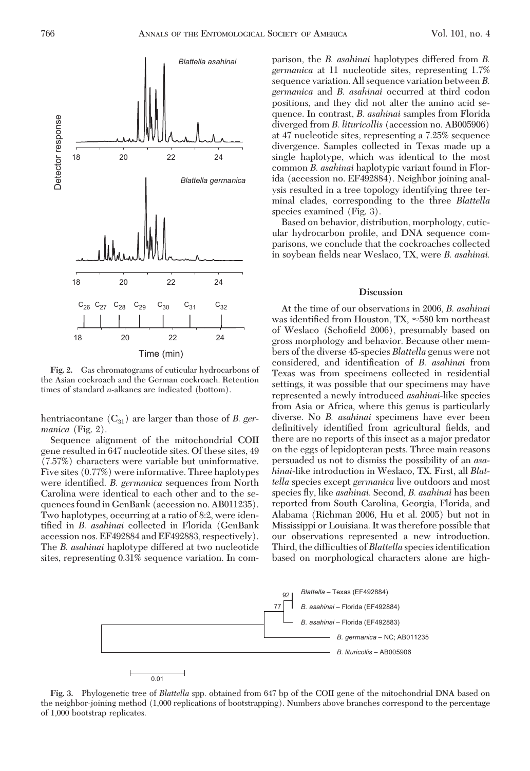**Fig. 2.** Gas chromatograms of cuticular hydrocarbons of the Asian cockroach and the German cockroach. Retention times of standard *n*-alkanes are indicated (bottom).

hentriacontane ($C_{31}$) are larger than those of *B. germanica* (Fig. 2).

Sequence alignment of the mitochondrial COII gene resulted in 647 nucleotide sites. Of these sites, 49 (7.57%) characters were variable but uninformative. Five sites (0.77%) were informative. Three haplotypes were identified. *B. germanica* sequences from North Carolina were identical to each other and to the sequences found in GenBank (accession no. AB011235). Two haplotypes, occurring at a ratio of 8:2, were identified in *B. asahinai* collected in Florida (GenBank accession nos. EF492884 and EF492883, respectively). The *B. asahinai* haplotype differed at two nucleotide sites, representing 0.31% sequence variation. In comparison, the *B. asahinai* haplotypes differed from *B. germanica* at 11 nucleotide sites, representing 1.7% sequence variation. All sequence variation between *B. germanica* and *B. asahinai* occurred at third codon positions, and they did not alter the amino acid sequence. In contrast, *B. asahinai* samples from Florida diverged from *B. lituricollis* (accession no. AB005906) at 47 nucleotide sites, representing a 7.25% sequence divergence. Samples collected in Texas made up a single haplotype, which was identical to the most common *B. asahinai* haplotypic variant found in Florida (accession no. EF492884). Neighbor joining analysis resulted in a tree topology identifying three terminal clades, corresponding to the three *Blattella* species examined (Fig. 3).

Based on behavior, distribution, morphology, cuticular hydrocarbon profile, and DNA sequence comparisons, we conclude that the cockroaches collected in soybean fields near Weslaco, TX, were *B. asahinai.*

## Discussion

At the time of our observations in 2006, *B. asahinai* was identified from Houston, TX, ≈580 km northeast of Weslaco (Schofield 2006), presumably based on gross morphology and behavior. Because other members of the diverse 45-species *Blattella* genus were not considered, and identification of *B. asahinai* from Texas was from specimens collected in residential settings, it was possible that our specimens may have represented a newly introduced *asahinai*-like species from Asia or Africa, where this genus is particularly diverse. No *B. asahinai* specimens have ever been definitively identified from agricultural fields, and there are no reports of this insect as a major predator on the eggs of lepidopteran pests. Three main reasons persuaded us not to dismiss the possibility of an *asahinai*-like introduction in Weslaco, TX. First, all *Blattella* species except *germanica* live outdoors and most species fly, like *asahinai.* Second, *B. asahinai* has been reported from South Carolina, Georgia, Florida, and Alabama (Richman 2006, Hu et al. 2005) but not in Mississippi or Louisiana. It was therefore possible that our observations represented a new introduction. Third, the difficulties of *Blattella* species identification based on morphological characters alone are high-

**Fig. 3.** Phylogenetic tree of *Blattella* spp. obtained from 647 bp of the COII gene of the mitochondrial DNA based on the neighbor-joining method (1,000 replications of bootstrapping). Numbers above branches correspond to the percentage of 1,000 bootstrap replicates.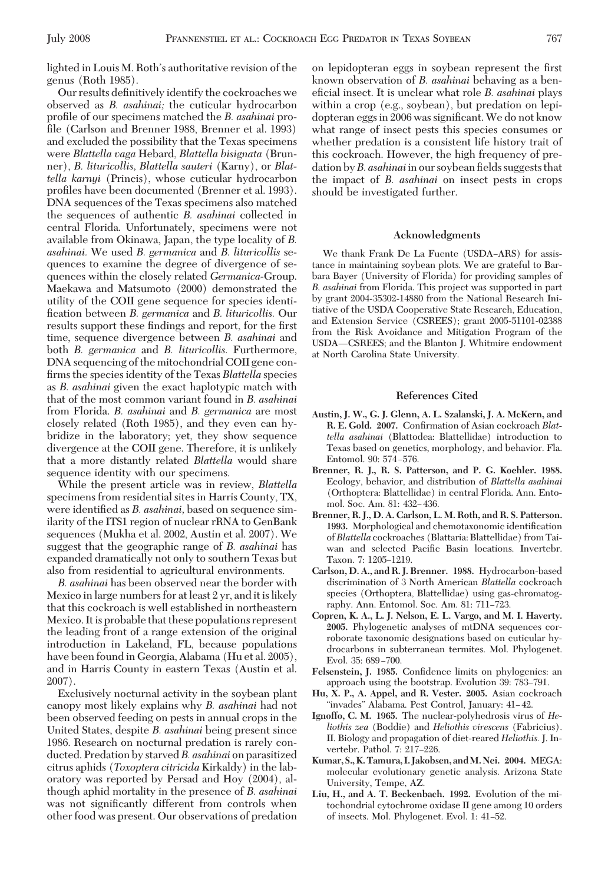lighted in Louis M. Roth's authoritative revision of the genus (Roth 1985).

Our results definitively identify the cockroaches we observed as *B. asahinai;* the cuticular hydrocarbon profile of our specimens matched the *B. asahinai* profile (Carlson and Brenner 1988, Brenner et al. 1993) and excluded the possibility that the Texas specimens were *Blattella vaga* Hebard, *Blattella bisignata* (Brenner), *B. lituricollis, Blattella sauteri* (Karny), or *Blattella karnyi* (Princis), whose cuticular hydrocarbon profiles have been documented (Brenner et al. 1993). DNA sequences of the Texas specimens also matched the sequences of authentic *B. asahinai* collected in central Florida. Unfortunately, specimens were not available from Okinawa, Japan, the type locality of *B. asahinai.* We used *B. germanica* and *B. lituricollis* sequences to examine the degree of divergence of sequences within the closely related *Germanica*-Group. Maekawa and Matsumoto (2000) demonstrated the utility of the COII gene sequence for species identification between *B. germanica* and *B. lituricollis.* Our results support these findings and report, for the first time, sequence divergence between *B. asahinai* and both *B. germanica* and *B. lituricollis.* Furthermore, DNA sequencing of the mitochondrial COII gene confirms the species identity of the Texas *Blattella* species as *B. asahinai* given the exact haplotypic match with that of the most common variant found in *B. asahinai* from Florida. *B. asahinai* and *B. germanica* are most closely related (Roth 1985), and they even can hybridize in the laboratory; yet, they show sequence divergence at the COII gene. Therefore, it is unlikely that a more distantly related *Blattella* would share sequence identity with our specimens.

While the present article was in review, *Blattella* specimens from residential sites in Harris County, TX, were identified as *B. asahinai,* based on sequence similarity of the ITS1 region of nuclear rRNA to GenBank sequences (Mukha et al. 2002, Austin et al. 2007). We suggest that the geographic range of *B. asahinai* has expanded dramatically not only to southern Texas but also from residential to agricultural environments.

*B. asahinai* has been observed near the border with Mexico in large numbers for at least 2 yr, and it is likely that this cockroach is well established in northeastern Mexico. It is probable that these populations represent the leading front of a range extension of the original introduction in Lakeland, FL, because populations have been found in Georgia, Alabama (Hu et al. 2005), and in Harris County in eastern Texas (Austin et al. 2007).

Exclusively nocturnal activity in the soybean plant canopy most likely explains why *B. asahinai* had not been observed feeding on pests in annual crops in the United States, despite *B. asahinai* being present since 1986. Research on nocturnal predation is rarely conducted. Predation by starved *B. asahinai* on parasitized citrus aphids (*Toxoptera citricida* Kirkaldy) in the laboratory was reported by Persad and Hoy (2004), although aphid mortality in the presence of *B. asahinai* was not significantly different from controls when other food was present. Our observations of predation on lepidopteran eggs in soybean represent the first known observation of *B. asahinai* behaving as a beneficial insect. It is unclear what role *B. asahinai* plays within a crop (e.g., soybean), but predation on lepidopteran eggs in 2006 was significant. We do not know what range of insect pests this species consumes or whether predation is a consistent life history trait of this cockroach. However, the high frequency of predation by *B. asahinai* in our soybean fields suggests that the impact of *B. asahinai* on insect pests in crops should be investigated further.

## Acknowledgments

We thank Frank De La Fuente (USDA–ARS) for assistance in maintaining soybean plots. We are grateful to Barbara Bayer (University of Florida) for providing samples of *B. asahinai* from Florida. This project was supported in part by grant 2004-35302-14880 from the National Research Initiative of the USDA Cooperative State Research, Education, and Extension Service (CSREES); grant 2005-51101-02388 from the Risk Avoidance and Mitigation Program of the USDA—CSREES; and the Blanton J. Whitmire endowment at North Carolina State University.

## References Cited

**Austin, J. W., G. J. Glenn, A. L. Szalanski, J. A. McKern, and R. E. Gold. 2007.** Confirmation of Asian cockroach *Blattella asahinai* (Blattodea: Blattellidae) introduction to Texas based on genetics, morphology, and behavior. Fla. Entomol. 90: 574–576.

**Brenner, R. J., R. S. Patterson, and P. G. Koehler. 1988.** Ecology, behavior, and distribution of *Blattella asahinai* (Orthoptera: Blattellidae) in central Florida. Ann. Entomol. Soc. Am. 81: 432–436.

**Brenner, R. J., D. A. Carlson, L. M. Roth, and R. S. Patterson. 1993.** Morphological and chemotaxonomic identification of *Blattella* cockroaches (Blattaria: Blattellidae) from Taiwan and selected Pacific Basin locations. Invertebr. Taxon. 7: 1205–1219.

**Carlson, D. A., and R. J. Brenner. 1988.** Hydrocarbon-based discrimination of 3 North American *Blattella* cockroach species (Orthoptera, Blattellidae) using gas-chromatography. Ann. Entomol. Soc. Am. 81: 711–723.

**Copren, K. A., L. J. Nelson, E. L. Vargo, and M. I. Haverty. 2005.** Phylogenetic analyses of mtDNA sequences corroborate taxonomic designations based on cuticular hydrocarbons in subterranean termites. Mol. Phylogenet. Evol. 35: 689–700.

**Felsenstein, J. 1985.** Confidence limits on phylogenies: an approach using the bootstrap. Evolution 39: 783–791.

**Hu, X. P., A. Appel, and R. Vester. 2005.** Asian cockroach "invades" Alabama. Pest Control, January: 41–42.

**Ignoffo, C. M. 1965.** The nuclear-polyhedrosis virus of *Heliothis zea* (Boddie) and *Heliothis virescens* (Fabricius). II. Biology and propagation of diet-reared *Heliothis.* J. Invertebr. Pathol. 7: 217–226.

**Kumar, S., K. Tamura, I. Jakobsen, and M. Nei. 2004.** MEGA: molecular evolutionary genetic analysis. Arizona State University, Tempe, AZ.

**Liu, H., and A. T. Beckenbach. 1992.** Evolution of the mitochondrial cytochrome oxidase II gene among 10 orders of insects. Mol. Phylogenet. Evol. 1: 41–52.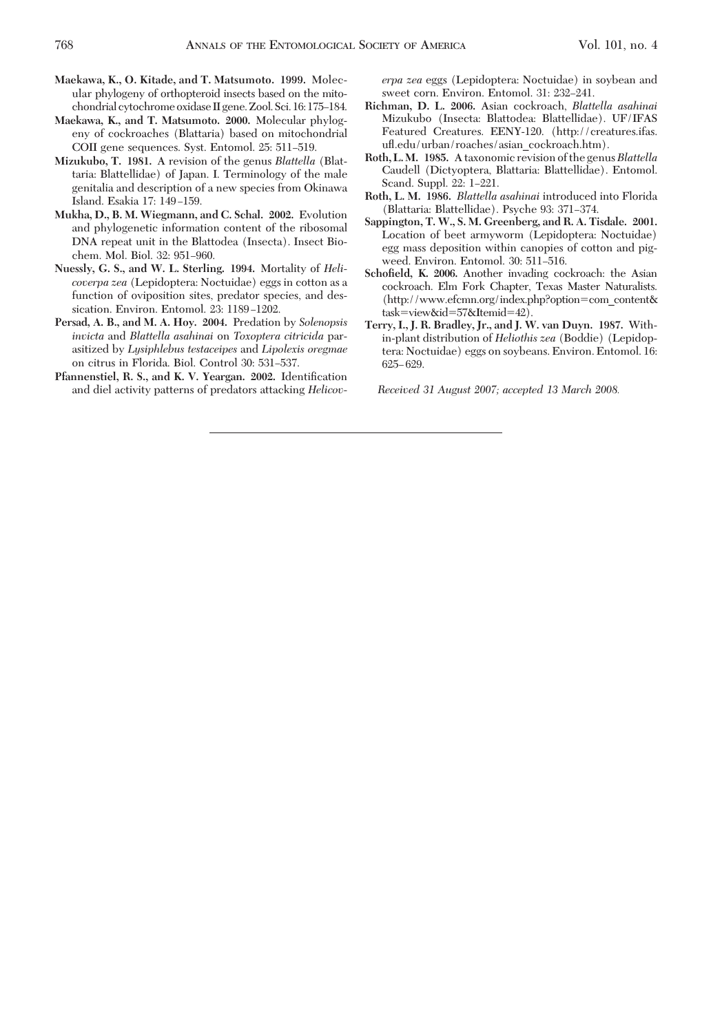**Maekawa, K., O. Kitade, and T. Matsumoto. 1999.** Molecular phylogeny of orthopteroid insects based on the mitochondrial cytochrome oxidase II gene. Zool. Sci. 16: 175–184.

**Maekawa, K., and T. Matsumoto. 2000.** Molecular phylogeny of cockroaches (Blattaria) based on mitochondrial COII gene sequences. Syst. Entomol. 25: 511–519.

**Mizukubo, T. 1981.** A revision of the genus *Blattella* (Blattaria: Blattellidae) of Japan. I. Terminology of the male genitalia and description of a new species from Okinawa Island. Esakia 17: 149–159.

**Mukha, D., B. M. Wiegmann, and C. Schal. 2002.** Evolution and phylogenetic information content of the ribosomal DNA repeat unit in the Blattodea (Insecta). Insect Biochem. Mol. Biol. 32: 951–960.

**Nuessly, G. S., and W. L. Sterling. 1994.** Mortality of *Helicoverpa zea* (Lepidoptera: Noctuidae) eggs in cotton as a function of oviposition sites, predator species, and dessication. Environ. Entomol. 23: 1189–1202.

**Persad, A. B., and M. A. Hoy. 2004.** Predation by *Solenopsis invicta* and *Blattella asahinai* on *Toxoptera citricida* parasitized by *Lysiphlebus testaceipes* and *Lipolexis oregmae* on citrus in Florida. Biol. Control 30: 531–537.

**Pfannenstiel, R. S., and K. V. Yeargan. 2002.** Identification and diel activity patterns of predators attacking *Helicoverpa zea* eggs (Lepidoptera: Noctuidae) in soybean and sweet corn. Environ. Entomol. 31: 232–241.

**Richman, D. L. 2006.** Asian cockroach, *Blattella asahinai* Mizukubo (Insecta: Blattodea: Blattellidae). UF/IFAS Featured Creatures. EENY-120. (http://creatures.ifas.ufl.edu/urban/roaches/asian_cockroach.htm).

**Roth, L. M. 1985.** A taxonomic revision of the genus *Blattella* Caudell (Dictyoptera, Blattaria: Blattellidae). Entomol. Scand. Suppl. 22: 1–221.

**Roth, L. M. 1986.** *Blattella asahinai* introduced into Florida (Blattaria: Blattellidae). Psyche 93: 371–374.

**Sappington, T. W., S. M. Greenberg, and R. A. Tisdale. 2001.** Location of beet armyworm (Lepidoptera: Noctuidae) egg mass deposition within canopies of cotton and pigweed. Environ. Entomol. 30: 511–516.

**Schofield, K. 2006.** Another invading cockroach: the Asian cockroach. Elm Fork Chapter, Texas Master Naturalists. (http://www.efcmn.org/index.php?option=com_content&task=view&id=57&Itemid=42).

**Terry, I., J. R. Bradley, Jr., and J. W. van Duyn. 1987.** Within-plant distribution of *Heliothis zea* (Boddie) (Lepidoptera: Noctuidae) eggs on soybeans. Environ. Entomol. 16: 625–629.

*Received 31 August 2007; accepted 13 March 2008.*